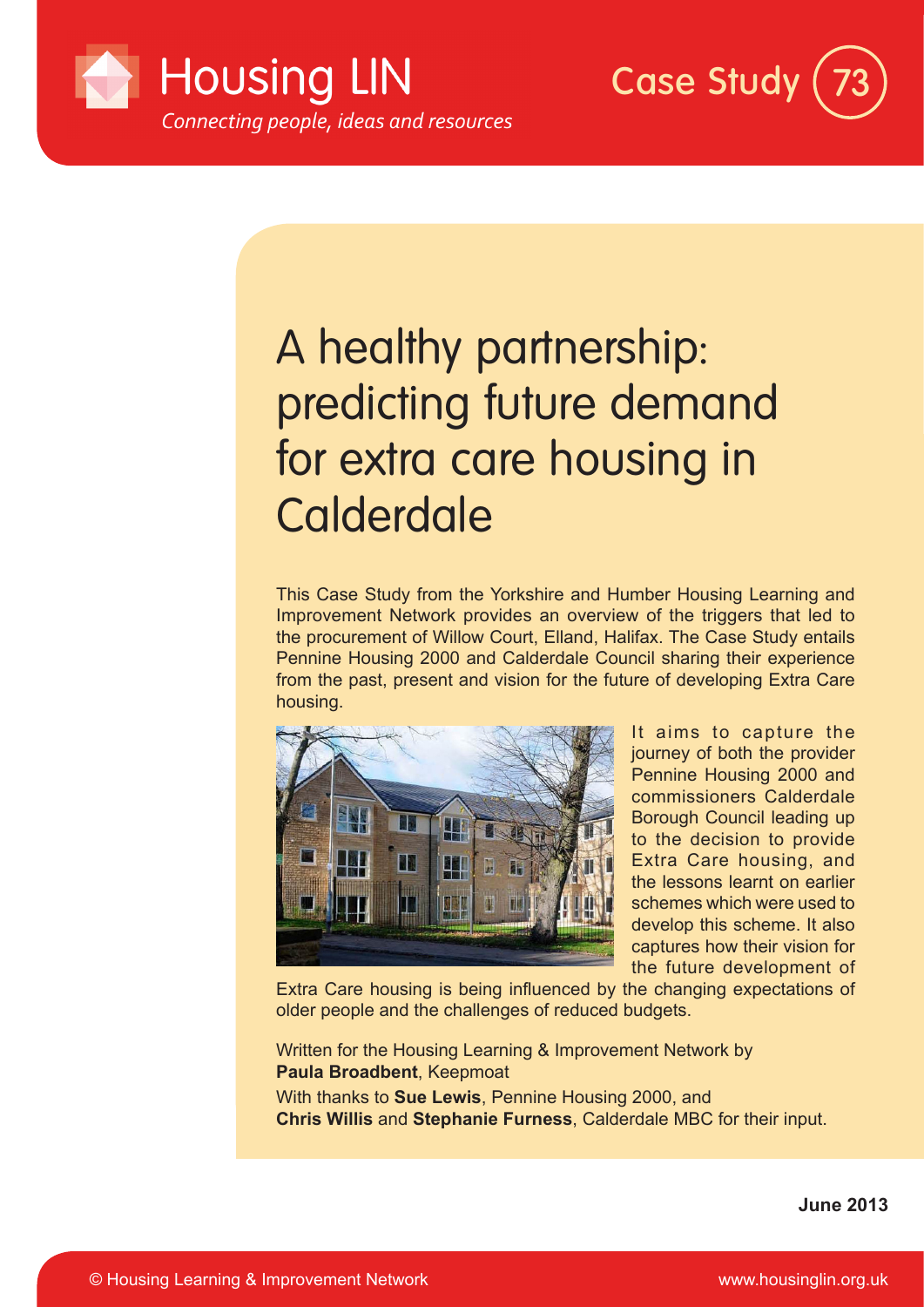Housing LIN

*Connecting people, ideas and resources*

Case Study 73

# A healthy partnership: predicting future demand for extra care housing in Calderdale

This Case Study from the Yorkshire and Humber Housing Learning and Improvement Network provides an overview of the triggers that led to the procurement of Willow Court, Elland, Halifax. The Case Study entails Pennine Housing 2000 and Calderdale Council sharing their experience from the past, present and vision for the future of developing Extra Care housing.

It aims to capture the journey of both the provider Pennine Housing 2000 and commissioners Calderdale Borough Council leading up to the decision to provide Extra Care housing, and the lessons learnt on earlier schemes which were used to develop this scheme. It also captures how their vision for the future development of Extra Care housing is being influenced by the changing expectations of older people and the challenges of reduced budgets.

Written for the Housing Learning & Improvement Network by **Paula Broadbent**, Keepmoat

With thanks to **Sue Lewis**, Pennine Housing 2000, and **Chris Willis** and **Stephanie Furness**, Calderdale MBC for their input.

**June 2013**

© Housing Learning & Improvement Network www.housinglin.org.uk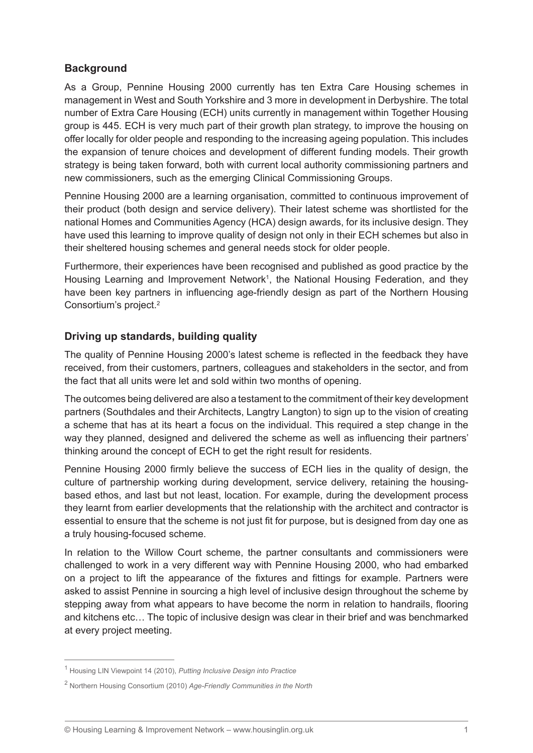## Background

As a Group, Pennine Housing 2000 currently has ten Extra Care Housing schemes in management in West and South Yorkshire and 3 more in development in Derbyshire. The total number of Extra Care Housing (ECH) units currently in management within Together Housing group is 445. ECH is very much part of their growth plan strategy, to improve the housing on offer locally for older people and responding to the increasing ageing population. This includes the expansion of tenure choices and development of different funding models. Their growth strategy is being taken forward, both with current local authority commissioning partners and new commissioners, such as the emerging Clinical Commissioning Groups.

Pennine Housing 2000 are a learning organisation, committed to continuous improvement of their product (both design and service delivery). Their latest scheme was shortlisted for the national Homes and Communities Agency (HCA) design awards, for its inclusive design. They have used this learning to improve quality of design not only in their ECH schemes but also in their sheltered housing schemes and general needs stock for older people.

Furthermore, their experiences have been recognised and published as good practice by the Housing Learning and Improvement Network[1], the National Housing Federation, and they have been key partners in influencing age-friendly design as part of the Northern Housing Consortium's project.[2]

## Driving up standards, building quality

The quality of Pennine Housing 2000's latest scheme is reflected in the feedback they have received, from their customers, partners, colleagues and stakeholders in the sector, and from the fact that all units were let and sold within two months of opening.

The outcomes being delivered are also a testament to the commitment of their key development partners (Southdales and their Architects, Langtry Langton) to sign up to the vision of creating a scheme that has at its heart a focus on the individual. This required a step change in the way they planned, designed and delivered the scheme as well as influencing their partners' thinking around the concept of ECH to get the right result for residents.

Pennine Housing 2000 firmly believe the success of ECH lies in the quality of design, the culture of partnership working during development, service delivery, retaining the housing-based ethos, and last but not least, location. For example, during the development process they learnt from earlier developments that the relationship with the architect and contractor is essential to ensure that the scheme is not just fit for purpose, but is designed from day one as a truly housing-focused scheme.

In relation to the Willow Court scheme, the partner consultants and commissioners were challenged to work in a very different way with Pennine Housing 2000, who had embarked on a project to lift the appearance of the fixtures and fittings for example. Partners were asked to assist Pennine in sourcing a high level of inclusive design throughout the scheme by stepping away from what appears to have become the norm in relation to handrails, flooring and kitchens etc… The topic of inclusive design was clear in their brief and was benchmarked at every project meeting.

---

[1] Housing LIN Viewpoint 14 (2010), *Putting Inclusive Design into Practice*

[2] Northern Housing Consortium (2010) *Age-Friendly Communities in the North*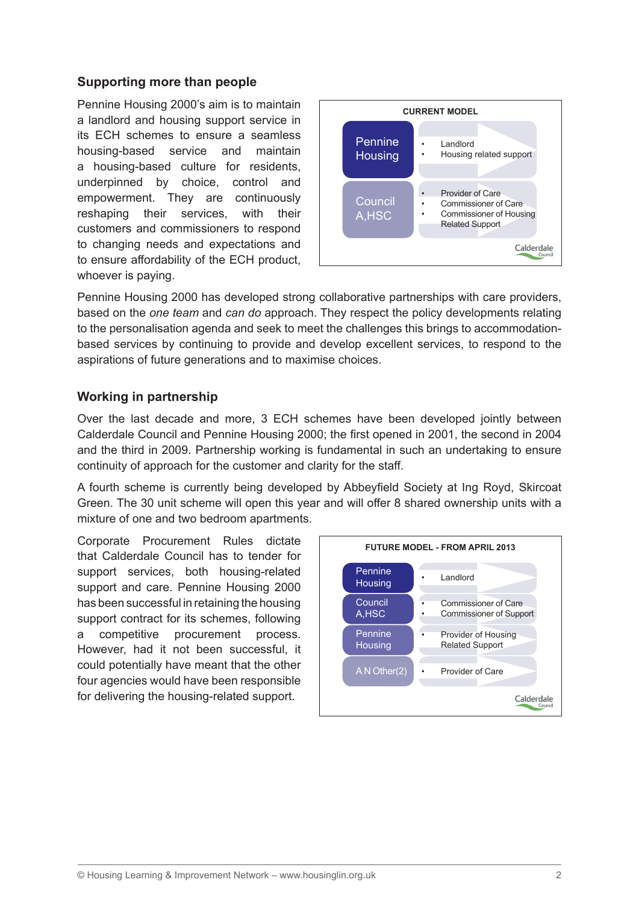## Supporting more than people

Pennine Housing 2000's aim is to maintain a landlord and housing support service in its ECH schemes to ensure a seamless housing-based service and maintain a housing-based culture for residents, underpinned by choice, control and empowerment. They are continuously reshaping their services, with their customers and commissioners to respond to changing needs and expectations and to ensure affordability of the ECH product, whoever is paying.

**CURRENT MODEL**

| | |
|---|---|
| Pennine Housing | • Landlord<br>• Housing related support |
| Council A,HSC | • Provider of Care<br>• Commissioner of Care<br>• Commissioner of Housing Related Support |

Calderdale Council

Pennine Housing 2000 has developed strong collaborative partnerships with care providers, based on the *one team* and *can do* approach. They respect the policy developments relating to the personalisation agenda and seek to meet the challenges this brings to accommodation-based services by continuing to provide and develop excellent services, to respond to the aspirations of future generations and to maximise choices.

## Working in partnership

Over the last decade and more, 3 ECH schemes have been developed jointly between Calderdale Council and Pennine Housing 2000; the first opened in 2001, the second in 2004 and the third in 2009. Partnership working is fundamental in such an undertaking to ensure continuity of approach for the customer and clarity for the staff.

A fourth scheme is currently being developed by Abbeyfield Society at Ing Royd, Skircoat Green. The 30 unit scheme will open this year and will offer 8 shared ownership units with a mixture of one and two bedroom apartments.

Corporate Procurement Rules dictate that Calderdale Council has to tender for support services, both housing-related support and care. Pennine Housing 2000 has been successful in retaining the housing support contract for its schemes, following a competitive procurement process. However, had it not been successful, it could potentially have meant that the other four agencies would have been responsible for delivering the housing-related support.

**FUTURE MODEL - FROM APRIL 2013**

| | |
|---|---|
| Pennine Housing | • Landlord |
| Council A,HSC | • Commissioner of Care<br>• Commissioner of Support |
| Pennine Housing | • Provider of Housing Related Support |
| A N Other(2) | • Provider of Care |

Calderdale Council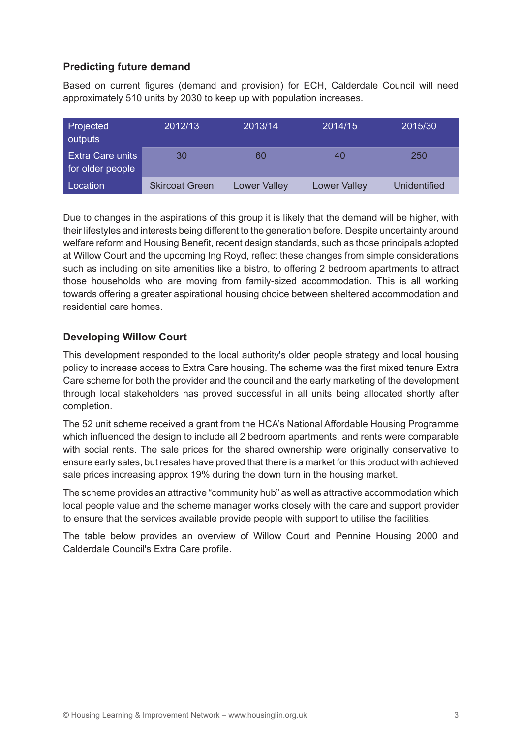### Predicting future demand

Based on current figures (demand and provision) for ECH, Calderdale Council will need approximately 510 units by 2030 to keep up with population increases.

| Projected outputs | 2012/13 | 2013/14 | 2014/15 | 2015/30 |
|---|---|---|---|---|
| Extra Care units for older people | 30 | 60 | 40 | 250 |
| Location | Skircoat Green | Lower Valley | Lower Valley | Unidentified |

Due to changes in the aspirations of this group it is likely that the demand will be higher, with their lifestyles and interests being different to the generation before. Despite uncertainty around welfare reform and Housing Benefit, recent design standards, such as those principals adopted at Willow Court and the upcoming Ing Royd, reflect these changes from simple considerations such as including on site amenities like a bistro, to offering 2 bedroom apartments to attract those households who are moving from family-sized accommodation. This is all working towards offering a greater aspirational housing choice between sheltered accommodation and residential care homes.

### Developing Willow Court

This development responded to the local authority's older people strategy and local housing policy to increase access to Extra Care housing. The scheme was the first mixed tenure Extra Care scheme for both the provider and the council and the early marketing of the development through local stakeholders has proved successful in all units being allocated shortly after completion.

The 52 unit scheme received a grant from the HCA's National Affordable Housing Programme which influenced the design to include all 2 bedroom apartments, and rents were comparable with social rents. The sale prices for the shared ownership were originally conservative to ensure early sales, but resales have proved that there is a market for this product with achieved sale prices increasing approx 19% during the down turn in the housing market.

The scheme provides an attractive "community hub" as well as attractive accommodation which local people value and the scheme manager works closely with the care and support provider to ensure that the services available provide people with support to utilise the facilities.

The table below provides an overview of Willow Court and Pennine Housing 2000 and Calderdale Council's Extra Care profile.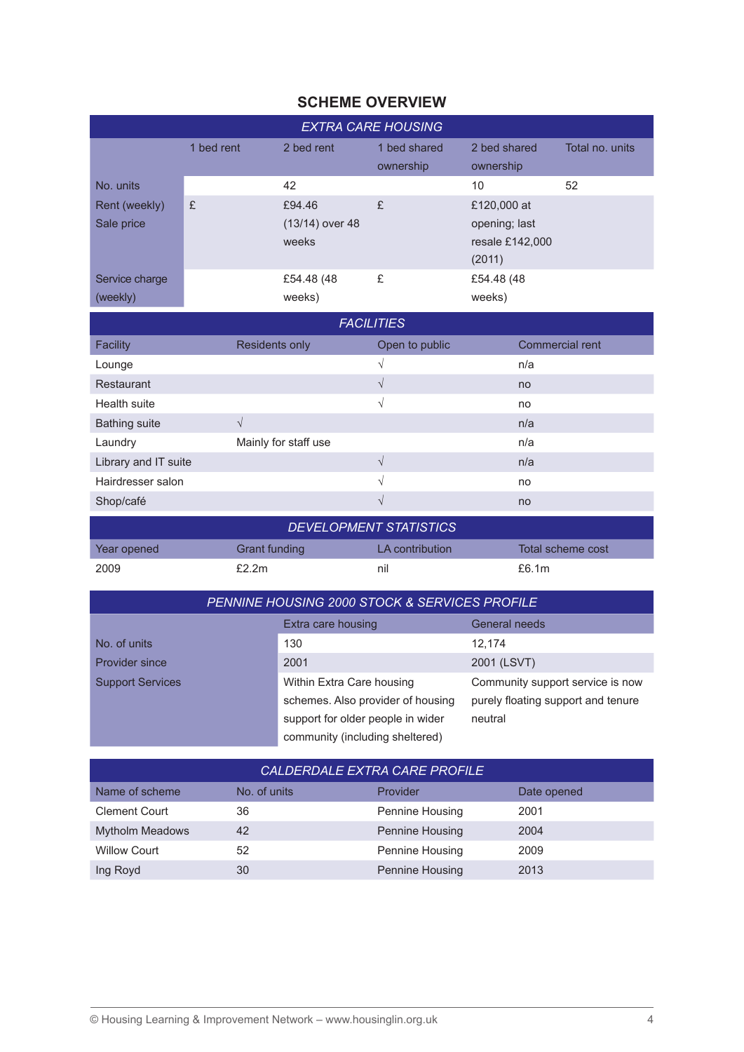## SCHEME OVERVIEW

| *EXTRA CARE HOUSING* | | | | | |
|---|---|---|---|---|---|
| | 1 bed rent | 2 bed rent | 1 bed shared ownership | 2 bed shared ownership | Total no. units |
| No. units | | 42 | | 10 | 52 |
| Rent (weekly) Sale price | £ | £94.46 (13/14) over 48 weeks | £ | £120,000 at opening; last resale £142,000 (2011) | |
| Service charge (weekly) | | £54.48 (48 weeks) | £ | £54.48 (48 weeks) | |

| *FACILITIES* | | | |
|---|---|---|---|
| Facility | Residents only | Open to public | Commercial rent |
| Lounge | | √ | n/a |
| Restaurant | | √ | no |
| Health suite | | √ | no |
| Bathing suite | √ | | n/a |
| Laundry | Mainly for staff use | | n/a |
| Library and IT suite | | √ | n/a |
| Hairdresser salon | | √ | no |
| Shop/café | | √ | no |

| *DEVELOPMENT STATISTICS* | | | |
|---|---|---|---|
| Year opened | Grant funding | LA contribution | Total scheme cost |
| 2009 | £2.2m | nil | £6.1m |

| *PENNINE HOUSING 2000 STOCK & SERVICES PROFILE* | | |
|---|---|---|
| | Extra care housing | General needs |
| No. of units | 130 | 12,174 |
| Provider since | 2001 | 2001 (LSVT) |
| Support Services | Within Extra Care housing schemes. Also provider of housing support for older people in wider community (including sheltered) | Community support service is now purely floating support and tenure neutral |

| *CALDERDALE EXTRA CARE PROFILE* | | | |
|---|---|---|---|
| Name of scheme | No. of units | Provider | Date opened |
| Clement Court | 36 | Pennine Housing | 2001 |
| Mytholm Meadows | 42 | Pennine Housing | 2004 |
| Willow Court | 52 | Pennine Housing | 2009 |
| Ing Royd | 30 | Pennine Housing | 2013 |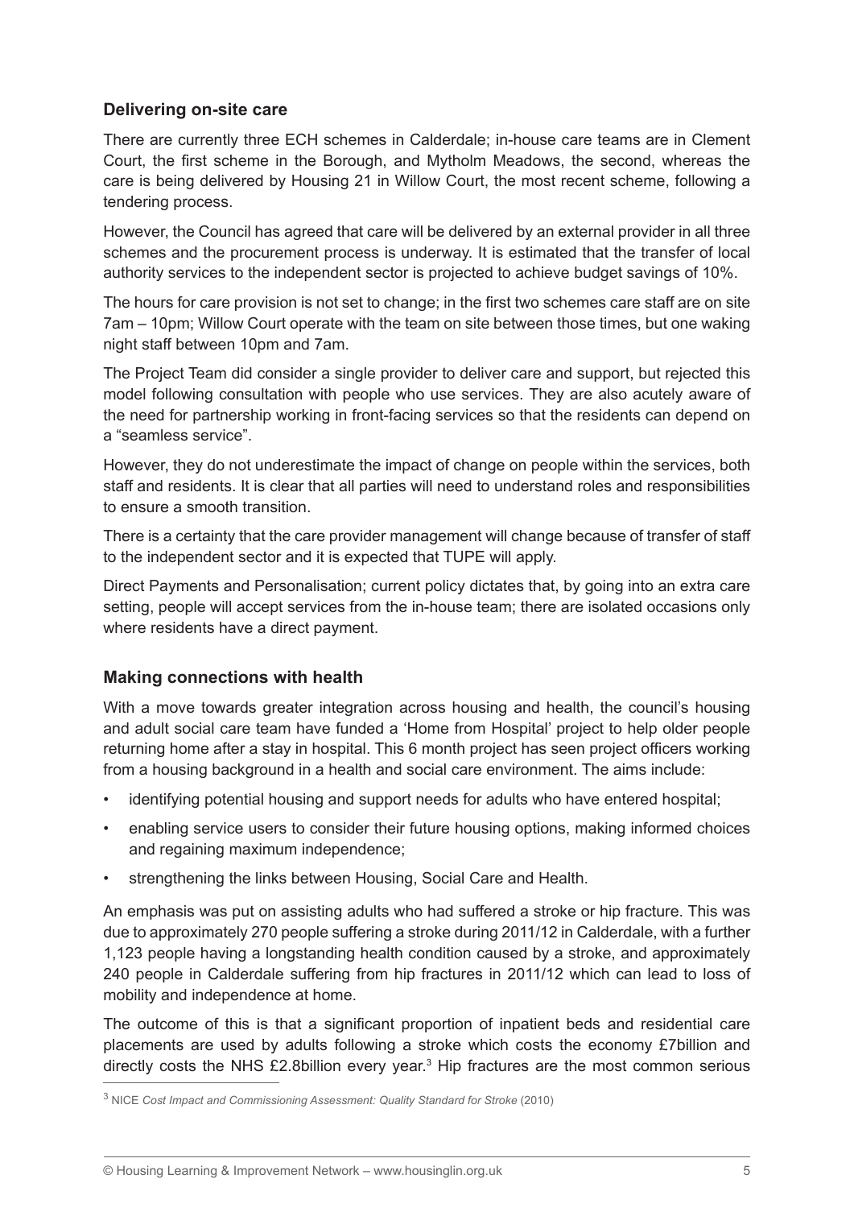### Delivering on-site care

There are currently three ECH schemes in Calderdale; in-house care teams are in Clement Court, the first scheme in the Borough, and Mytholm Meadows, the second, whereas the care is being delivered by Housing 21 in Willow Court, the most recent scheme, following a tendering process.

However, the Council has agreed that care will be delivered by an external provider in all three schemes and the procurement process is underway. It is estimated that the transfer of local authority services to the independent sector is projected to achieve budget savings of 10%.

The hours for care provision is not set to change; in the first two schemes care staff are on site 7am – 10pm; Willow Court operate with the team on site between those times, but one waking night staff between 10pm and 7am.

The Project Team did consider a single provider to deliver care and support, but rejected this model following consultation with people who use services. They are also acutely aware of the need for partnership working in front-facing services so that the residents can depend on a "seamless service".

However, they do not underestimate the impact of change on people within the services, both staff and residents. It is clear that all parties will need to understand roles and responsibilities to ensure a smooth transition.

There is a certainty that the care provider management will change because of transfer of staff to the independent sector and it is expected that TUPE will apply.

Direct Payments and Personalisation; current policy dictates that, by going into an extra care setting, people will accept services from the in-house team; there are isolated occasions only where residents have a direct payment.

### Making connections with health

With a move towards greater integration across housing and health, the council's housing and adult social care team have funded a 'Home from Hospital' project to help older people returning home after a stay in hospital. This 6 month project has seen project officers working from a housing background in a health and social care environment. The aims include:

- identifying potential housing and support needs for adults who have entered hospital;
- enabling service users to consider their future housing options, making informed choices and regaining maximum independence;
- strengthening the links between Housing, Social Care and Health.

An emphasis was put on assisting adults who had suffered a stroke or hip fracture. This was due to approximately 270 people suffering a stroke during 2011/12 in Calderdale, with a further 1,123 people having a longstanding health condition caused by a stroke, and approximately 240 people in Calderdale suffering from hip fractures in 2011/12 which can lead to loss of mobility and independence at home.

The outcome of this is that a significant proportion of inpatient beds and residential care placements are used by adults following a stroke which costs the economy £7billion and directly costs the NHS £2.8billion every year.[3] Hip fractures are the most common serious

[3] NICE *Cost Impact and Commissioning Assessment: Quality Standard for Stroke* (2010)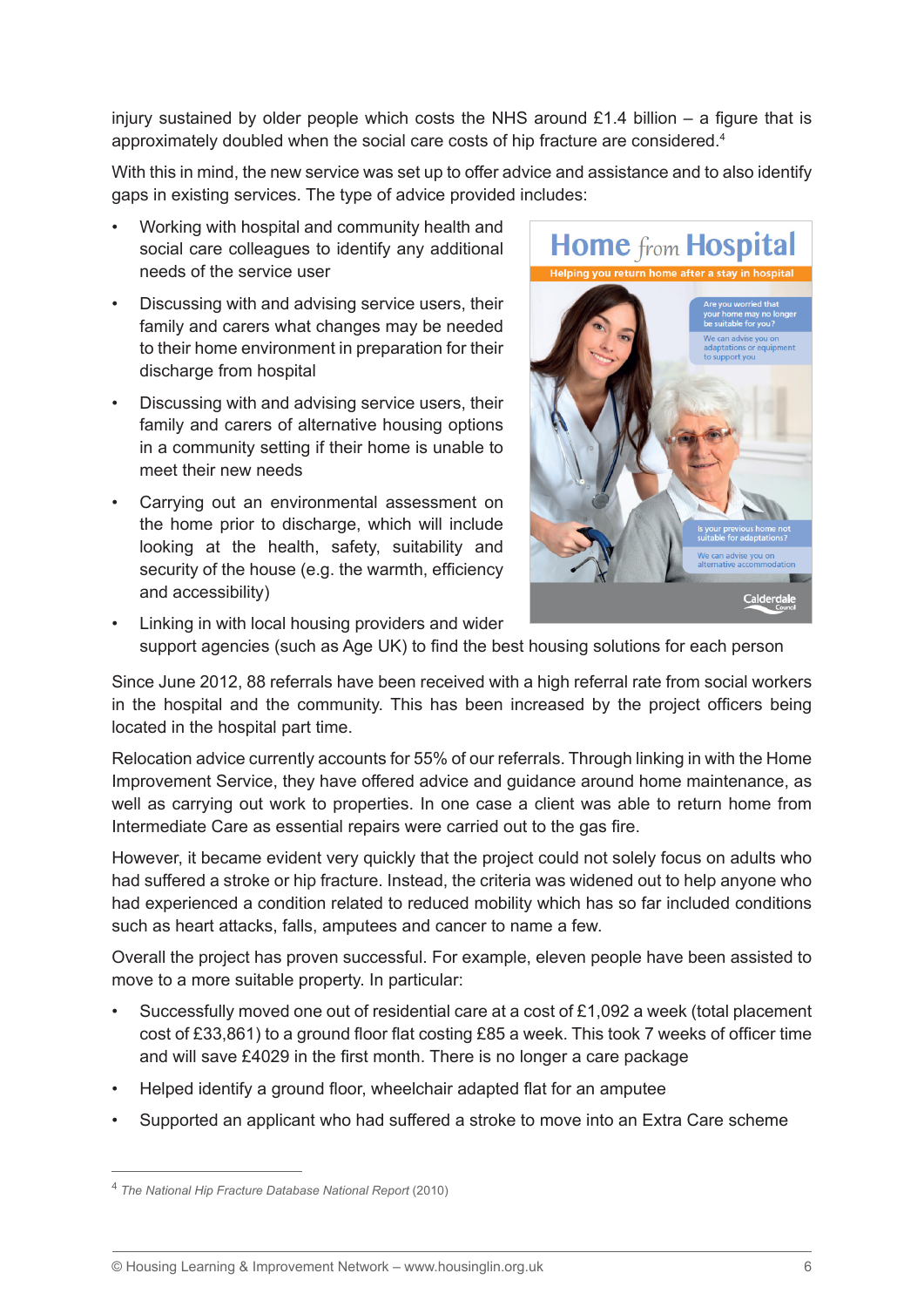injury sustained by older people which costs the NHS around £1.4 billion – a figure that is approximately doubled when the social care costs of hip fracture are considered.[4]

With this in mind, the new service was set up to offer advice and assistance and to also identify gaps in existing services. The type of advice provided includes:

- Working with hospital and community health and social care colleagues to identify any additional needs of the service user
- Discussing with and advising service users, their family and carers what changes may be needed to their home environment in preparation for their discharge from hospital
- Discussing with and advising service users, their family and carers of alternative housing options in a community setting if their home is unable to meet their new needs
- Carrying out an environmental assessment on the home prior to discharge, which will include looking at the health, safety, suitability and security of the house (e.g. the warmth, efficiency and accessibility)
- Linking in with local housing providers and wider support agencies (such as Age UK) to find the best housing solutions for each person

Since June 2012, 88 referrals have been received with a high referral rate from social workers in the hospital and the community. This has been increased by the project officers being located in the hospital part time.

Relocation advice currently accounts for 55% of our referrals. Through linking in with the Home Improvement Service, they have offered advice and guidance around home maintenance, as well as carrying out work to properties. In one case a client was able to return home from Intermediate Care as essential repairs were carried out to the gas fire.

However, it became evident very quickly that the project could not solely focus on adults who had suffered a stroke or hip fracture. Instead, the criteria was widened out to help anyone who had experienced a condition related to reduced mobility which has so far included conditions such as heart attacks, falls, amputees and cancer to name a few.

Overall the project has proven successful. For example, eleven people have been assisted to move to a more suitable property. In particular:

- Successfully moved one out of residential care at a cost of £1,092 a week (total placement cost of £33,861) to a ground floor flat costing £85 a week. This took 7 weeks of officer time and will save £4029 in the first month. There is no longer a care package
- Helped identify a ground floor, wheelchair adapted flat for an amputee
- Supported an applicant who had suffered a stroke to move into an Extra Care scheme

---

[4] *The National Hip Fracture Database National Report* (2010)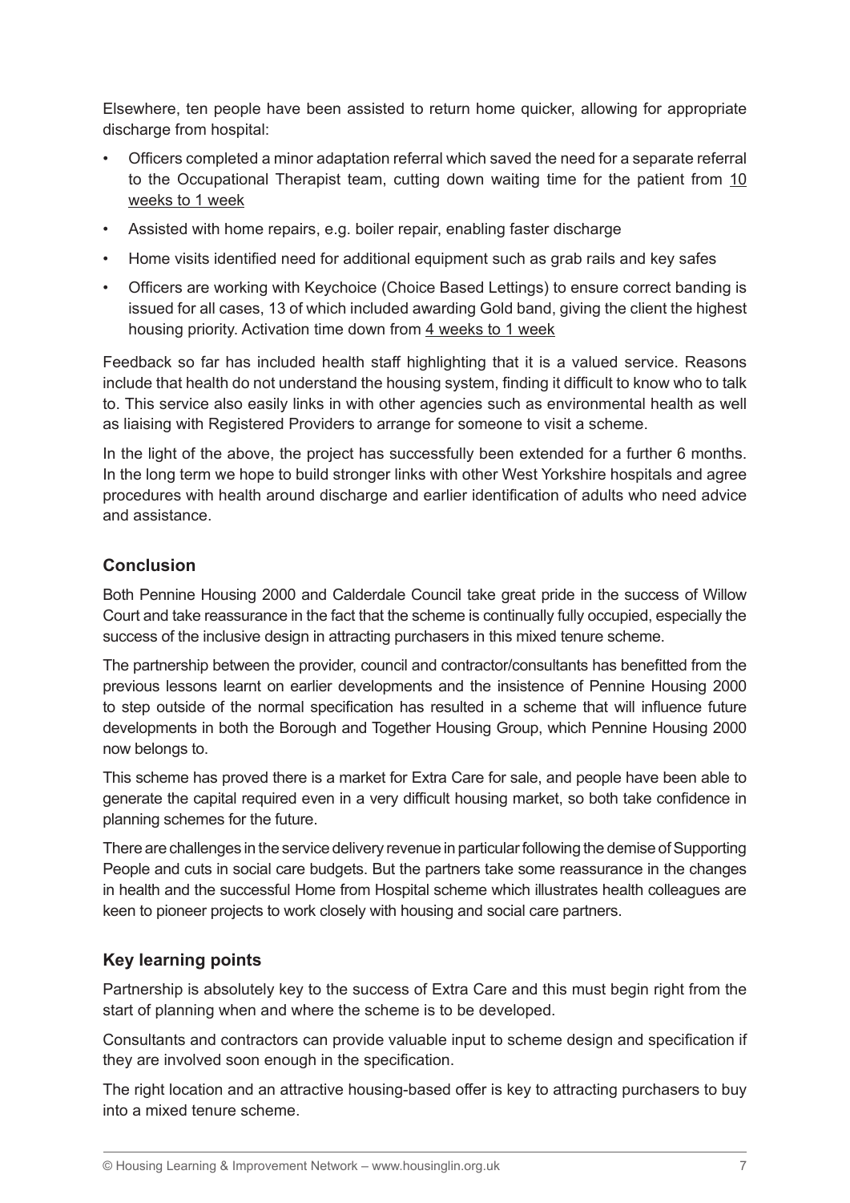Elsewhere, ten people have been assisted to return home quicker, allowing for appropriate discharge from hospital:

- Officers completed a minor adaptation referral which saved the need for a separate referral to the Occupational Therapist team, cutting down waiting time for the patient from 10 weeks to 1 week
- Assisted with home repairs, e.g. boiler repair, enabling faster discharge
- Home visits identified need for additional equipment such as grab rails and key safes
- Officers are working with Keychoice (Choice Based Lettings) to ensure correct banding is issued for all cases, 13 of which included awarding Gold band, giving the client the highest housing priority. Activation time down from 4 weeks to 1 week

Feedback so far has included health staff highlighting that it is a valued service. Reasons include that health do not understand the housing system, finding it difficult to know who to talk to. This service also easily links in with other agencies such as environmental health as well as liaising with Registered Providers to arrange for someone to visit a scheme.

In the light of the above, the project has successfully been extended for a further 6 months. In the long term we hope to build stronger links with other West Yorkshire hospitals and agree procedures with health around discharge and earlier identification of adults who need advice and assistance.

### Conclusion

Both Pennine Housing 2000 and Calderdale Council take great pride in the success of Willow Court and take reassurance in the fact that the scheme is continually fully occupied, especially the success of the inclusive design in attracting purchasers in this mixed tenure scheme.

The partnership between the provider, council and contractor/consultants has benefitted from the previous lessons learnt on earlier developments and the insistence of Pennine Housing 2000 to step outside of the normal specification has resulted in a scheme that will influence future developments in both the Borough and Together Housing Group, which Pennine Housing 2000 now belongs to.

This scheme has proved there is a market for Extra Care for sale, and people have been able to generate the capital required even in a very difficult housing market, so both take confidence in planning schemes for the future.

There are challenges in the service delivery revenue in particular following the demise of Supporting People and cuts in social care budgets. But the partners take some reassurance in the changes in health and the successful Home from Hospital scheme which illustrates health colleagues are keen to pioneer projects to work closely with housing and social care partners.

### Key learning points

Partnership is absolutely key to the success of Extra Care and this must begin right from the start of planning when and where the scheme is to be developed.

Consultants and contractors can provide valuable input to scheme design and specification if they are involved soon enough in the specification.

The right location and an attractive housing-based offer is key to attracting purchasers to buy into a mixed tenure scheme.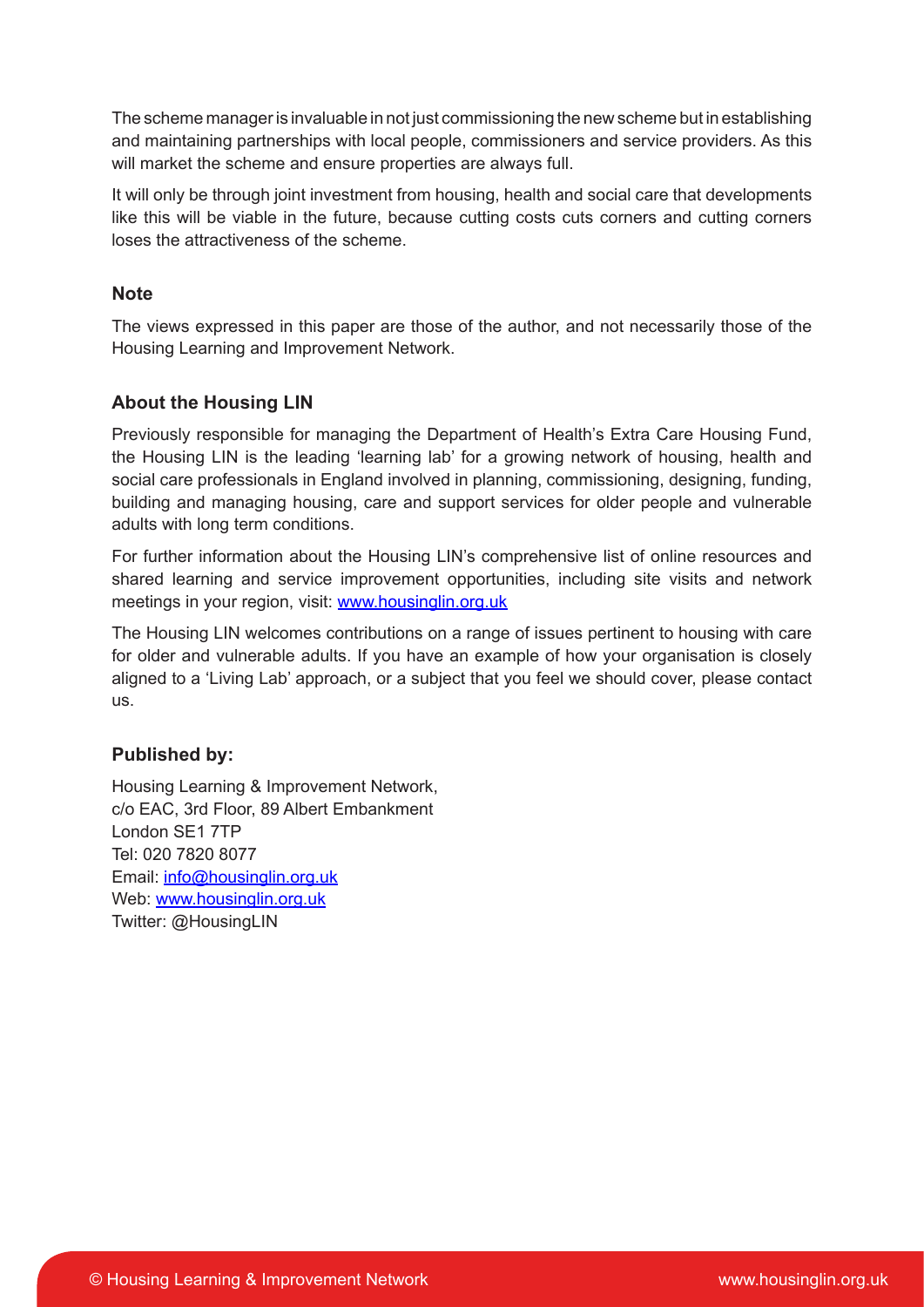The scheme manager is invaluable in not just commissioning the new scheme but in establishing and maintaining partnerships with local people, commissioners and service providers. As this will market the scheme and ensure properties are always full.

It will only be through joint investment from housing, health and social care that developments like this will be viable in the future, because cutting costs cuts corners and cutting corners loses the attractiveness of the scheme.

### Note

The views expressed in this paper are those of the author, and not necessarily those of the Housing Learning and Improvement Network.

### About the Housing LIN

Previously responsible for managing the Department of Health's Extra Care Housing Fund, the Housing LIN is the leading 'learning lab' for a growing network of housing, health and social care professionals in England involved in planning, commissioning, designing, funding, building and managing housing, care and support services for older people and vulnerable adults with long term conditions.

For further information about the Housing LIN's comprehensive list of online resources and shared learning and service improvement opportunities, including site visits and network meetings in your region, visit: [www.housinglin.org.uk](http://www.housinglin.org.uk)

The Housing LIN welcomes contributions on a range of issues pertinent to housing with care for older and vulnerable adults. If you have an example of how your organisation is closely aligned to a 'Living Lab' approach, or a subject that you feel we should cover, please contact us.

### Published by:

Housing Learning & Improvement Network,
c/o EAC, 3rd Floor, 89 Albert Embankment
London SE1 7TP
Tel: 020 7820 8077
Email: [info@housinglin.org.uk](mailto:info@housinglin.org.uk)
Web: [www.housinglin.org.uk](http://www.housinglin.org.uk)
Twitter: @HousingLIN